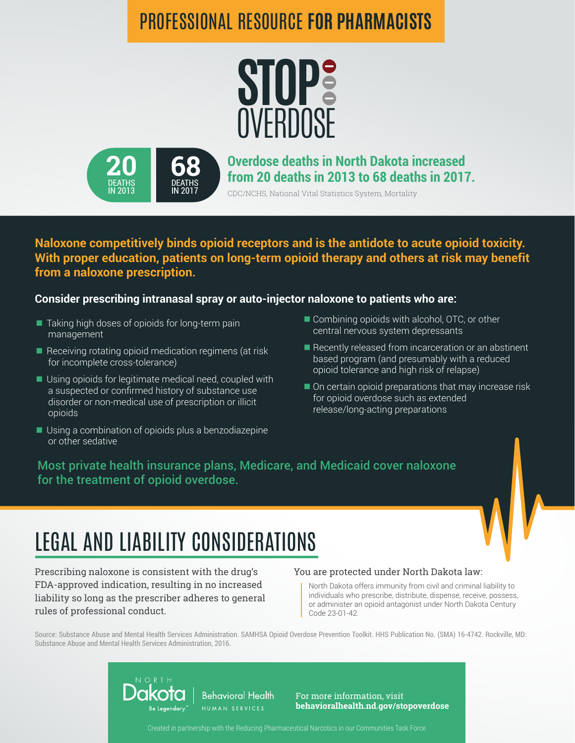PROFESSIONAL RESOURCE **FOR PHARMACISTS**

# STOP OVERDOSE

**20** DEATHS IN 2013

**68** DEATHS IN 2017

**Overdose deaths in North Dakota increased from 20 deaths in 2013 to 68 deaths in 2017.**

CDC/NCHS, National Vital Statistics System, Mortality

**Naloxone competitively binds opioid receptors and is the antidote to acute opioid toxicity. With proper education, patients on long-term opioid therapy and others at risk may benefit from a naloxone prescription.**

**Consider prescribing intranasal spray or auto-injector naloxone to patients who are:**

- Taking high doses of opioids for long-term pain management
- Receiving rotating opioid medication regimens (at risk for incomplete cross-tolerance)
- Using opioids for legitimate medical need, coupled with a suspected or confirmed history of substance use disorder or non-medical use of prescription or illicit opioids
- Using a combination of opioids plus a benzodiazepine or other sedative
- Combining opioids with alcohol, OTC, or other central nervous system depressants
- Recently released from incarceration or an abstinent based program (and presumably with a reduced opioid tolerance and high risk of relapse)
- On certain opioid preparations that may increase risk for opioid overdose such as extended release/long-acting preparations

Most private health insurance plans, Medicare, and Medicaid cover naloxone for the treatment of opioid overdose.

## LEGAL AND LIABILITY CONSIDERATIONS

Prescribing naloxone is consistent with the drug's FDA-approved indication, resulting in no increased liability so long as the prescriber adheres to general rules of professional conduct.

You are protected under North Dakota law:

> North Dakota offers immunity from civil and criminal liability to individuals who prescribe, distribute, dispense, receive, possess, or administer an opioid antagonist under North Dakota Century Code 23-01-42.

Source: Substance Abuse and Mental Health Services Administration. SAMHSA Opioid Overdose Prevention Toolkit. HHS Publication No. (SMA) 16-4742. Rockville, MD: Substance Abuse and Mental Health Services Administration, 2016.

NORTH Dakota Be Legendary.™ | Behavioral Health HUMAN SERVICES

For more information, visit **behavioralhealth.nd.gov/stopoverdose**

Created in partnership with the Reducing Pharmaceutical Narcotics in our Communities Task Force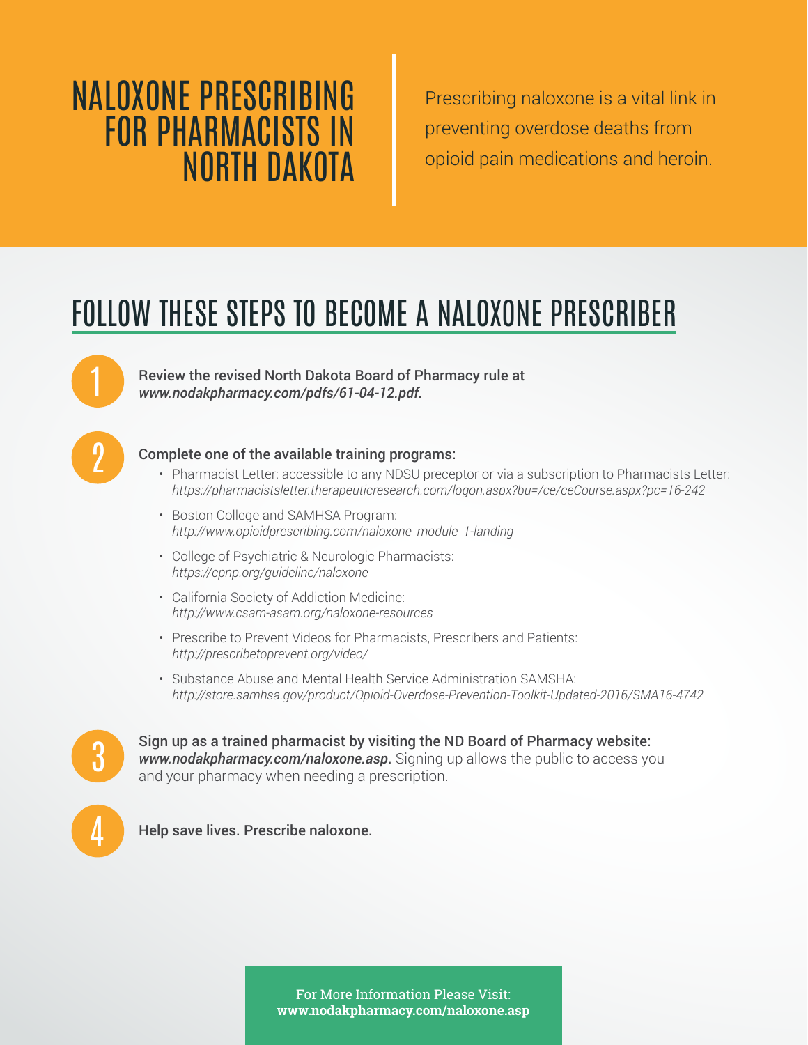# NALOXONE PRESCRIBING FOR PHARMACISTS IN NORTH DAKOTA

Prescribing naloxone is a vital link in preventing overdose deaths from opioid pain medications and heroin.

## FOLLOW THESE STEPS TO BECOME A NALOXONE PRESCRIBER

1. Review the revised North Dakota Board of Pharmacy rule at *www.nodakpharmacy.com/pdfs/61-04-12.pdf.*

2. Complete one of the available training programs:
   - Pharmacist Letter: accessible to any NDSU preceptor or via a subscription to Pharmacists Letter: *https://pharmacistsletter.therapeuticresearch.com/logon.aspx?bu=/ce/ceCourse.aspx?pc=16-242*
   - Boston College and SAMHSA Program: *http://www.opioidprescribing.com/naloxone_module_1-landing*
   - College of Psychiatric & Neurologic Pharmacists: *https://cpnp.org/guideline/naloxone*
   - California Society of Addiction Medicine: *http://www.csam-asam.org/naloxone-resources*
   - Prescribe to Prevent Videos for Pharmacists, Prescribers and Patients: *http://prescribetoprevent.org/video/*
   - Substance Abuse and Mental Health Service Administration SAMSHA: *http://store.samhsa.gov/product/Opioid-Overdose-Prevention-Toolkit-Updated-2016/SMA16-4742*

3. Sign up as a trained pharmacist by visiting the ND Board of Pharmacy website: ***www.nodakpharmacy.com/naloxone.asp***. Signing up allows the public to access you and your pharmacy when needing a prescription.

4. Help save lives. Prescribe naloxone.

For More Information Please Visit:
**www.nodakpharmacy.com/naloxone.asp**